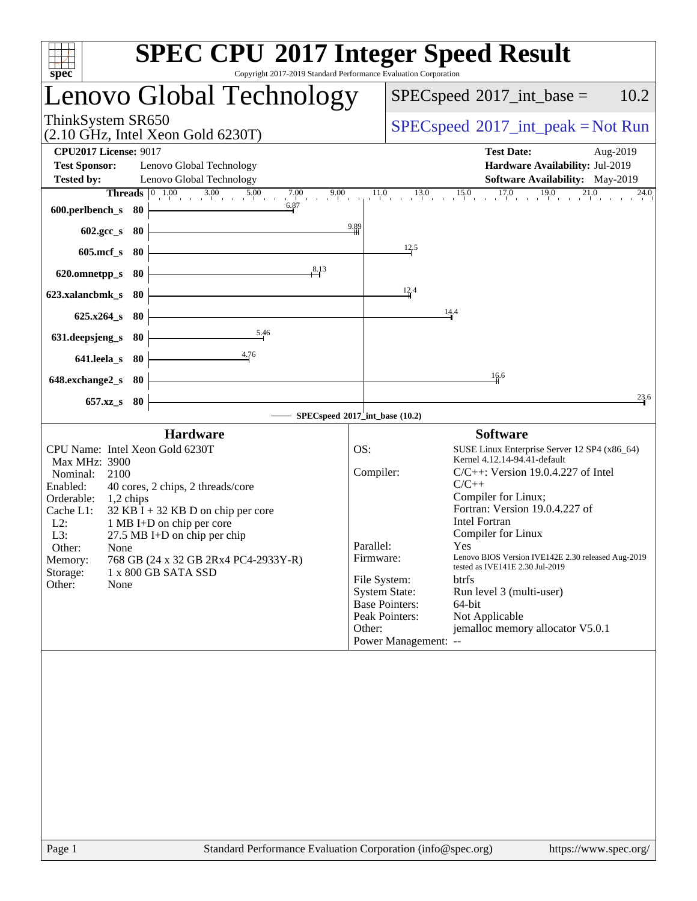# SPEC CPU 2017 Integer Speed Result

Copyright 2017-2019 Standard Performance Evaluation Corporation

## Lenovo Global Technology

ThinkSystem SR650
(2.10 GHz, Intel Xeon Gold 6230T)

SPECspeed 2017_int_base = 10.2

SPECspeed 2017_int_peak = Not Run

| | | | |
|---|---|---|---|
| **CPU2017 License:** 9017 | | **Test Date:** | Aug-2019 |
| **Test Sponsor:** | Lenovo Global Technology | **Hardware Availability:** | Jul-2019 |
| **Tested by:** | Lenovo Global Technology | **Software Availability:** | May-2019 |

| Benchmark | Threads | Base |
|---|---|---|
| 600.perlbench_s | 80 | 6.87 |
| 602.gcc_s | 80 | 9.89 |
| 605.mcf_s | 80 | 12.5 |
| 620.omnetpp_s | 80 | 8.13 |
| 623.xalancbmk_s | 80 | 12.4 |
| 625.x264_s | 80 | 14.4 |
| 631.deepsjeng_s | 80 | 5.46 |
| 641.leela_s | 80 | 4.76 |
| 648.exchange2_s | 80 | 16.6 |
| 657.xz_s | 80 | 23.6 |

SPECspeed 2017_int_base (10.2)

### Hardware

| | |
|---|---|
| CPU Name: | Intel Xeon Gold 6230T |
| Max MHz: | 3900 |
| Nominal: | 2100 |
| Enabled: | 40 cores, 2 chips, 2 threads/core |
| Orderable: | 1,2 chips |
| Cache L1: | 32 KB I + 32 KB D on chip per core |
| L2: | 1 MB I+D on chip per core |
| L3: | 27.5 MB I+D on chip per chip |
| Other: | None |
| Memory: | 768 GB (24 x 32 GB 2Rx4 PC4-2933Y-R) |
| Storage: | 1 x 800 GB SATA SSD |
| Other: | None |

### Software

| | |
|---|---|
| OS: | SUSE Linux Enterprise Server 12 SP4 (x86_64) Kernel 4.12.14-94.41-default |
| Compiler: | C/C++: Version 19.0.4.227 of Intel C/C++ Compiler for Linux; Fortran: Version 19.0.4.227 of Intel Fortran Compiler for Linux |
| Parallel: | Yes |
| Firmware: | Lenovo BIOS Version IVE142E 2.30 released Aug-2019 tested as IVE141E 2.30 Jul-2019 |
| File System: | btrfs |
| System State: | Run level 3 (multi-user) |
| Base Pointers: | 64-bit |
| Peak Pointers: | Not Applicable |
| Other: | jemalloc memory allocator V5.0.1 |
| Power Management: | -- |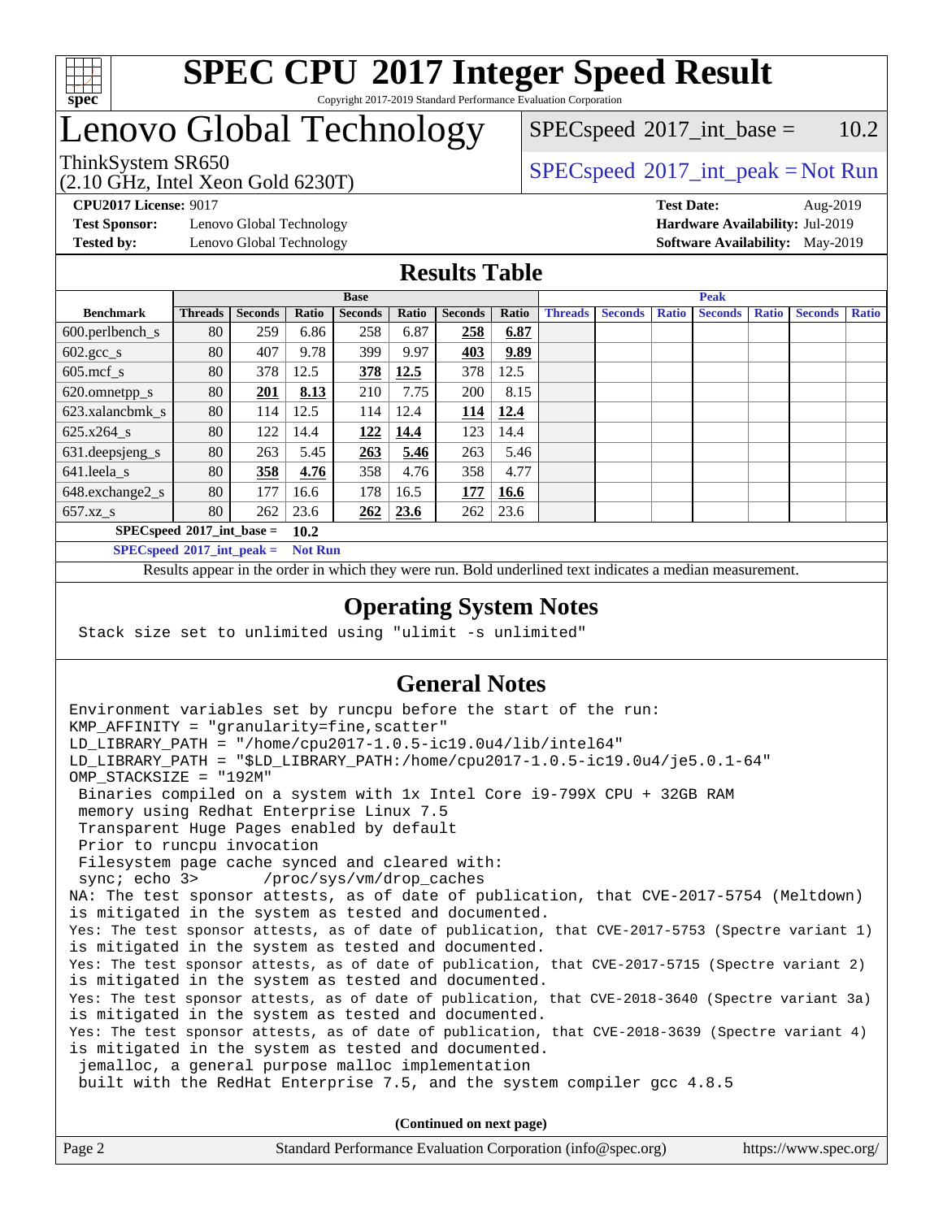# SPEC CPU 2017 Integer Speed Result

Copyright 2017-2019 Standard Performance Evaluation Corporation

# Lenovo Global Technology

ThinkSystem SR650
(2.10 GHz, Intel Xeon Gold 6230T)

SPECspeed 2017_int_base = 10.2

SPECspeed 2017_int_peak = Not Run

**CPU2017 License:** 9017
**Test Sponsor:** Lenovo Global Technology
**Tested by:** Lenovo Global Technology

**Test Date:** Aug-2019
**Hardware Availability:** Jul-2019
**Software Availability:** May-2019

## Results Table

| | Base | | | | | | | Peak | | | | | | |
|---|---|---|---|---|---|---|---|---|---|---|---|---|---|---|
| **Benchmark** | **Threads** | **Seconds** | **Ratio** | **Seconds** | **Ratio** | **Seconds** | **Ratio** | **Threads** | **Seconds** | **Ratio** | **Seconds** | **Ratio** | **Seconds** | **Ratio** |
| 600.perlbench_s | 80 | 259 | 6.86 | 258 | 6.87 | **258** | **6.87** | | | | | | | |
| 602.gcc_s | 80 | 407 | 9.78 | 399 | 9.97 | **403** | **9.89** | | | | | | | |
| 605.mcf_s | 80 | 378 | 12.5 | **378** | **12.5** | 378 | 12.5 | | | | | | | |
| 620.omnetpp_s | 80 | **201** | **8.13** | 210 | 7.75 | 200 | 8.15 | | | | | | | |
| 623.xalancbmk_s | 80 | 114 | 12.5 | 114 | 12.4 | **114** | **12.4** | | | | | | | |
| 625.x264_s | 80 | 122 | 14.4 | **122** | **14.4** | 123 | 14.4 | | | | | | | |
| 631.deepsjeng_s | 80 | 263 | 5.45 | **263** | **5.46** | 263 | 5.46 | | | | | | | |
| 641.leela_s | 80 | **358** | **4.76** | 358 | 4.76 | 358 | 4.77 | | | | | | | |
| 648.exchange2_s | 80 | 177 | 16.6 | 178 | 16.5 | **177** | **16.6** | | | | | | | |
| 657.xz_s | 80 | 262 | 23.6 | **262** | **23.6** | 262 | 23.6 | | | | | | | |

**SPECspeed 2017_int_base = 10.2**

**SPECspeed 2017_int_peak = Not Run**

Results appear in the order in which they were run. Bold underlined text indicates a median measurement.

## Operating System Notes

```
Stack size set to unlimited using "ulimit -s unlimited"
```

## General Notes

```
Environment variables set by runcpu before the start of the run:
KMP_AFFINITY = "granularity=fine,scatter"
LD_LIBRARY_PATH = "/home/cpu2017-1.0.5-ic19.0u4/lib/intel64"
LD_LIBRARY_PATH = "$LD_LIBRARY_PATH:/home/cpu2017-1.0.5-ic19.0u4/je5.0.1-64"
OMP_STACKSIZE = "192M"
 Binaries compiled on a system with 1x Intel Core i9-799X CPU + 32GB RAM
 memory using Redhat Enterprise Linux 7.5
 Transparent Huge Pages enabled by default
 Prior to runcpu invocation
 Filesystem page cache synced and cleared with:
 sync; echo 3>       /proc/sys/vm/drop_caches
NA: The test sponsor attests, as of date of publication, that CVE-2017-5754 (Meltdown)
is mitigated in the system as tested and documented.
Yes: The test sponsor attests, as of date of publication, that CVE-2017-5753 (Spectre variant 1)
is mitigated in the system as tested and documented.
Yes: The test sponsor attests, as of date of publication, that CVE-2017-5715 (Spectre variant 2)
is mitigated in the system as tested and documented.
Yes: The test sponsor attests, as of date of publication, that CVE-2018-3640 (Spectre variant 3a)
is mitigated in the system as tested and documented.
Yes: The test sponsor attests, as of date of publication, that CVE-2018-3639 (Spectre variant 4)
is mitigated in the system as tested and documented.
 jemalloc, a general purpose malloc implementation
 built with the RedHat Enterprise 7.5, and the system compiler gcc 4.8.5
```

**(Continued on next page)**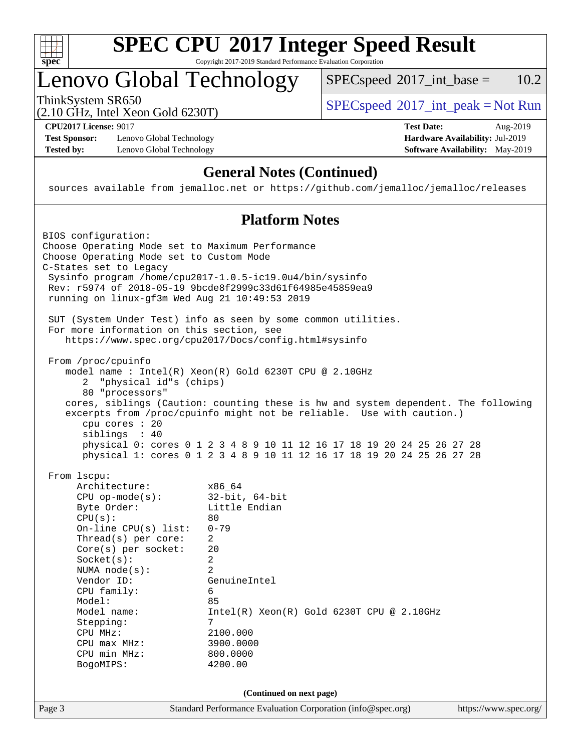# SPEC CPU 2017 Integer Speed Result

Copyright 2017-2019 Standard Performance Evaluation Corporation

## Lenovo Global Technology

ThinkSystem SR650
(2.10 GHz, Intel Xeon Gold 6230T)

SPECspeed 2017_int_base = 10.2

SPECspeed 2017_int_peak = Not Run

**CPU2017 License:** 9017
**Test Sponsor:** Lenovo Global Technology
**Tested by:** Lenovo Global Technology

**Test Date:** Aug-2019
**Hardware Availability:** Jul-2019
**Software Availability:** May-2019

### General Notes (Continued)

```
sources available from jemalloc.net or https://github.com/jemalloc/jemalloc/releases
```

### Platform Notes

```
BIOS configuration:
Choose Operating Mode set to Maximum Performance
Choose Operating Mode set to Custom Mode
C-States set to Legacy
 Sysinfo program /home/cpu2017-1.0.5-ic19.0u4/bin/sysinfo
 Rev: r5974 of 2018-05-19 9bcde8f2999c33d61f64985e45859ea9
 running on linux-gf3m Wed Aug 21 10:49:53 2019

 SUT (System Under Test) info as seen by some common utilities.
 For more information on this section, see
    https://www.spec.org/cpu2017/Docs/config.html#sysinfo

 From /proc/cpuinfo
    model name : Intel(R) Xeon(R) Gold 6230T CPU @ 2.10GHz
       2  "physical id"s (chips)
       80 "processors"
    cores, siblings (Caution: counting these is hw and system dependent. The following
    excerpts from /proc/cpuinfo might not be reliable.  Use with caution.)
       cpu cores : 20
       siblings  : 40
       physical 0: cores 0 1 2 3 4 8 9 10 11 12 16 17 18 19 20 24 25 26 27 28
       physical 1: cores 0 1 2 3 4 8 9 10 11 12 16 17 18 19 20 24 25 26 27 28

 From lscpu:
      Architecture:          x86_64
      CPU op-mode(s):        32-bit, 64-bit
      Byte Order:            Little Endian
      CPU(s):                80
      On-line CPU(s) list:   0-79
      Thread(s) per core:    2
      Core(s) per socket:    20
      Socket(s):             2
      NUMA node(s):          2
      Vendor ID:             GenuineIntel
      CPU family:            6
      Model:                 85
      Model name:            Intel(R) Xeon(R) Gold 6230T CPU @ 2.10GHz
      Stepping:              7
      CPU MHz:               2100.000
      CPU max MHz:           3900.0000
      CPU min MHz:           800.0000
      BogoMIPS:              4200.00
```

(Continued on next page)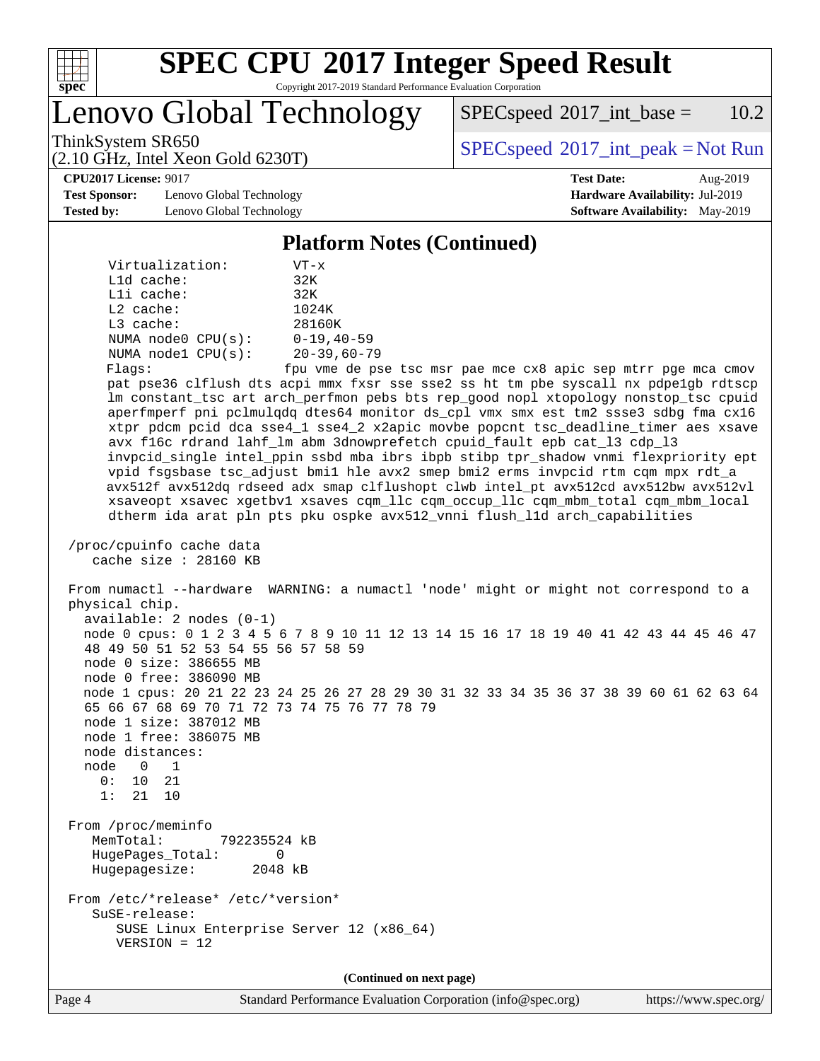## Platform Notes (Continued)

```
     Virtualization:        VT-x
     L1d cache:             32K
     L1i cache:             32K
     L2 cache:              1024K
     L3 cache:              28160K
     NUMA node0 CPU(s):     0-19,40-59
     NUMA node1 CPU(s):     20-39,60-79
     Flags:                fpu vme de pse tsc msr pae mce cx8 apic sep mtrr pge mca cmov
     pat pse36 clflush dts acpi mmx fxsr sse sse2 ss ht tm pbe syscall nx pdpe1gb rdtscp
     lm constant_tsc art arch_perfmon pebs bts rep_good nopl xtopology nonstop_tsc cpuid
     aperfmperf pni pclmulqdq dtes64 monitor ds_cpl vmx smx est tm2 ssse3 sdbg fma cx16
     xtpr pdcm pcid dca sse4_1 sse4_2 x2apic movbe popcnt tsc_deadline_timer aes xsave
     avx f16c rdrand lahf_lm abm 3dnowprefetch cpuid_fault epb cat_l3 cdp_l3
     invpcid_single intel_ppin ssbd mba ibrs ibpb stibp tpr_shadow vnmi flexpriority ept
     vpid fsgsbase tsc_adjust bmi1 hle avx2 smep bmi2 erms invpcid rtm cqm mpx rdt_a
     avx512f avx512dq rdseed adx smap clflushopt clwb intel_pt avx512cd avx512bw avx512vl
     xsaveopt xsavec xgetbv1 xsaves cqm_llc cqm_occup_llc cqm_mbm_total cqm_mbm_local
     dtherm ida arat pln pts pku ospke avx512_vnni flush_l1d arch_capabilities

 /proc/cpuinfo cache data
    cache size : 28160 KB

 From numactl --hardware  WARNING: a numactl 'node' might or might not correspond to a
 physical chip.
   available: 2 nodes (0-1)
   node 0 cpus: 0 1 2 3 4 5 6 7 8 9 10 11 12 13 14 15 16 17 18 19 40 41 42 43 44 45 46 47
   48 49 50 51 52 53 54 55 56 57 58 59
   node 0 size: 386655 MB
   node 0 free: 386090 MB
   node 1 cpus: 20 21 22 23 24 25 26 27 28 29 30 31 32 33 34 35 36 37 38 39 60 61 62 63 64
   65 66 67 68 69 70 71 72 73 74 75 76 77 78 79
   node 1 size: 387012 MB
   node 1 free: 386075 MB
   node distances:
   node   0   1
     0:  10  21
     1:  21  10

 From /proc/meminfo
    MemTotal:       792235524 kB
    HugePages_Total:       0
    Hugepagesize:       2048 kB

 From /etc/*release* /etc/*version*
    SuSE-release:
       SUSE Linux Enterprise Server 12 (x86_64)
       VERSION = 12
```

(Continued on next page)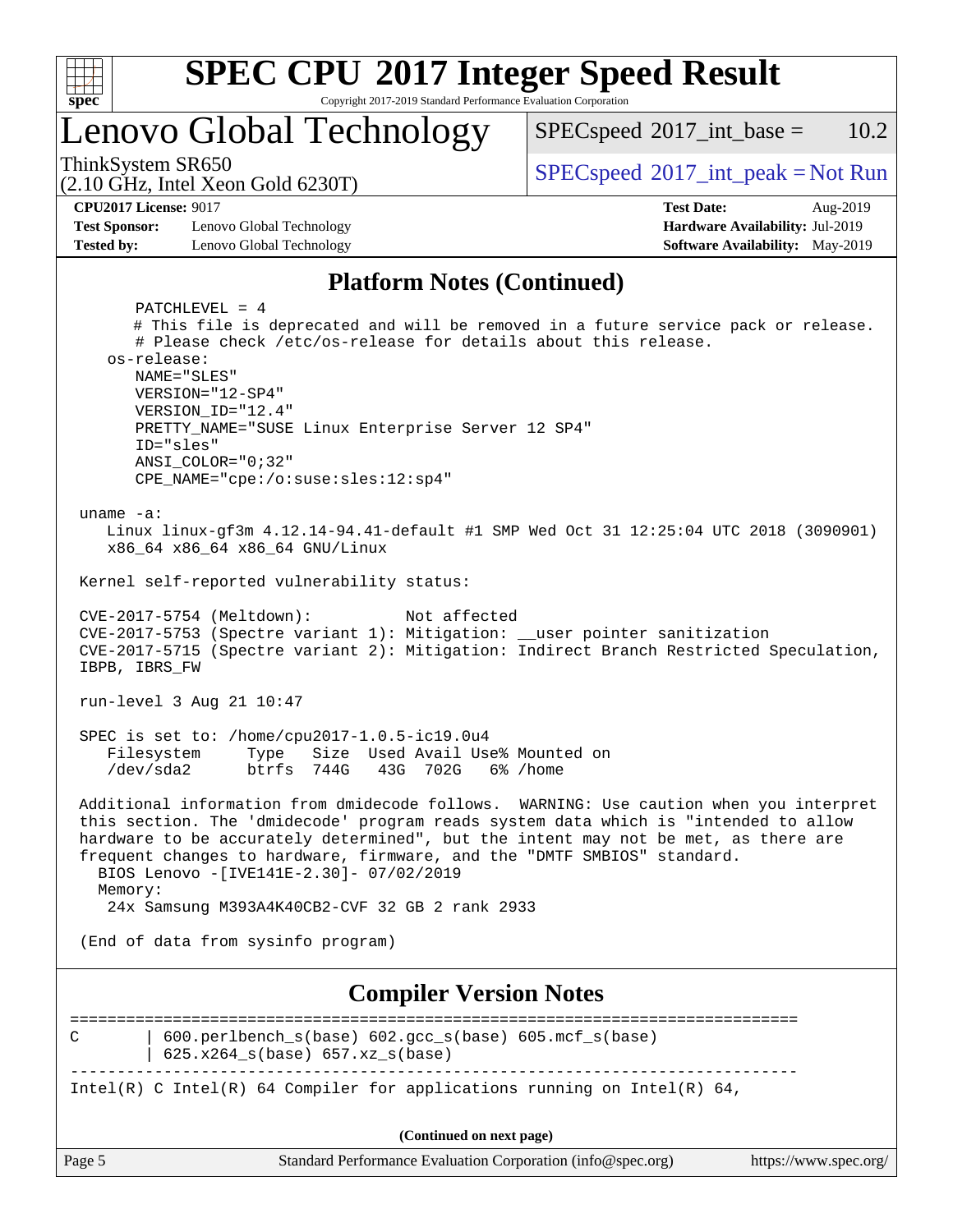## Platform Notes (Continued)

```
      PATCHLEVEL = 4
      # This file is deprecated and will be removed in a future service pack or release.
      # Please check /etc/os-release for details about this release.
   os-release:
      NAME="SLES"
      VERSION="12-SP4"
      VERSION_ID="12.4"
      PRETTY_NAME="SUSE Linux Enterprise Server 12 SP4"
      ID="sles"
      ANSI_COLOR="0;32"
      CPE_NAME="cpe:/o:suse:sles:12:sp4"

uname -a:
   Linux linux-gf3m 4.12.14-94.41-default #1 SMP Wed Oct 31 12:25:04 UTC 2018 (3090901)
   x86_64 x86_64 x86_64 GNU/Linux

Kernel self-reported vulnerability status:

CVE-2017-5754 (Meltdown):          Not affected
CVE-2017-5753 (Spectre variant 1): Mitigation: __user pointer sanitization
CVE-2017-5715 (Spectre variant 2): Mitigation: Indirect Branch Restricted Speculation,
IBPB, IBRS_FW

run-level 3 Aug 21 10:47

SPEC is set to: /home/cpu2017-1.0.5-ic19.0u4
   Filesystem     Type   Size  Used Avail Use% Mounted on
   /dev/sda2      btrfs  744G   43G  702G   6% /home

Additional information from dmidecode follows.  WARNING: Use caution when you interpret
this section. The 'dmidecode' program reads system data which is "intended to allow
hardware to be accurately determined", but the intent may not be met, as there are
frequent changes to hardware, firmware, and the "DMTF SMBIOS" standard.
  BIOS Lenovo -[IVE141E-2.30]- 07/02/2019
  Memory:
   24x Samsung M393A4K40CB2-CVF 32 GB 2 rank 2933

(End of data from sysinfo program)
```

## Compiler Version Notes

```
==============================================================================
C       | 600.perlbench_s(base) 602.gcc_s(base) 605.mcf_s(base)
        | 625.x264_s(base) 657.xz_s(base)
------------------------------------------------------------------------------
Intel(R) C Intel(R) 64 Compiler for applications running on Intel(R) 64,
```

(Continued on next page)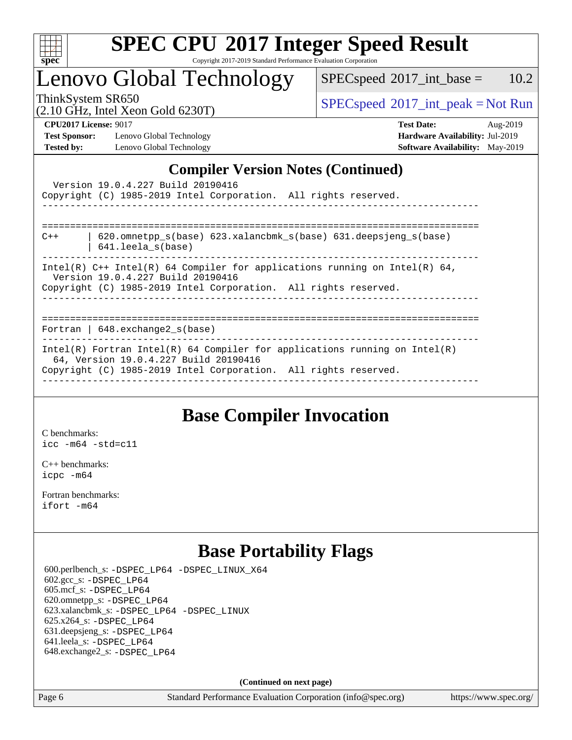## Compiler Version Notes (Continued)

```
  Version 19.0.4.227 Build 20190416
Copyright (C) 1985-2019 Intel Corporation.  All rights reserved.
------------------------------------------------------------------------------

==============================================================================
C++      | 620.omnetpp_s(base) 623.xalancbmk_s(base) 631.deepsjeng_s(base)
         | 641.leela_s(base)
------------------------------------------------------------------------------
Intel(R) C++ Intel(R) 64 Compiler for applications running on Intel(R) 64,
  Version 19.0.4.227 Build 20190416
Copyright (C) 1985-2019 Intel Corporation.  All rights reserved.
------------------------------------------------------------------------------

==============================================================================
Fortran | 648.exchange2_s(base)
------------------------------------------------------------------------------
Intel(R) Fortran Intel(R) 64 Compiler for applications running on Intel(R)
  64, Version 19.0.4.227 Build 20190416
Copyright (C) 1985-2019 Intel Corporation.  All rights reserved.
------------------------------------------------------------------------------
```

## Base Compiler Invocation

C benchmarks:
`icc -m64 -std=c11`

C++ benchmarks:
`icpc -m64`

Fortran benchmarks:
`ifort -m64`

## Base Portability Flags

600.perlbench_s: `-DSPEC_LP64 -DSPEC_LINUX_X64`
602.gcc_s: `-DSPEC_LP64`
605.mcf_s: `-DSPEC_LP64`
620.omnetpp_s: `-DSPEC_LP64`
623.xalancbmk_s: `-DSPEC_LP64 -DSPEC_LINUX`
625.x264_s: `-DSPEC_LP64`
631.deepsjeng_s: `-DSPEC_LP64`
641.leela_s: `-DSPEC_LP64`
648.exchange2_s: `-DSPEC_LP64`

**(Continued on next page)**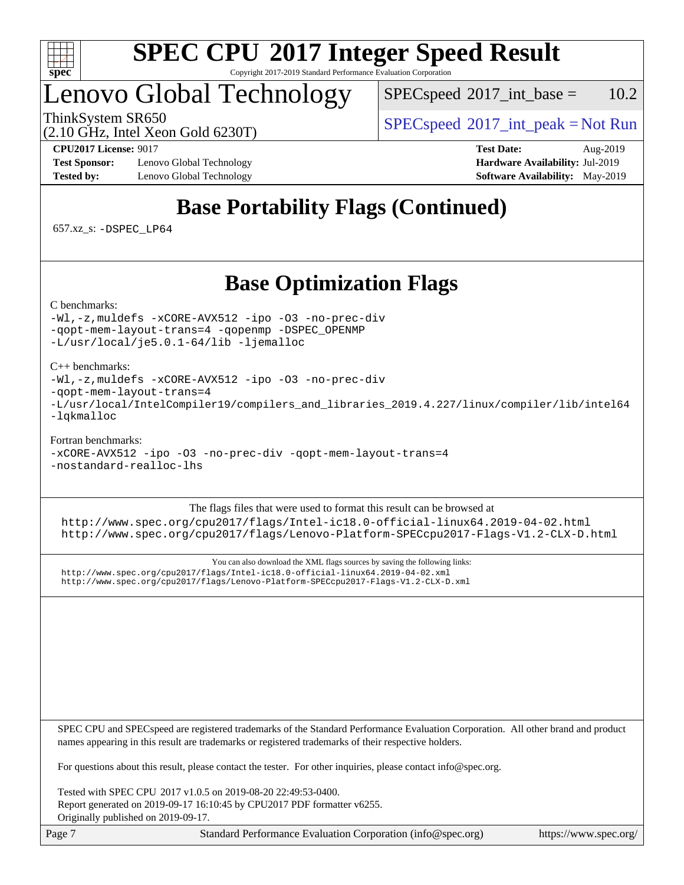## Base Portability Flags (Continued)

657.xz_s: -DSPEC_LP64

## Base Optimization Flags

C benchmarks:

```
-Wl,-z,muldefs -xCORE-AVX512 -ipo -O3 -no-prec-div
-qopt-mem-layout-trans=4 -qopenmp -DSPEC_OPENMP
-L/usr/local/je5.0.1-64/lib -ljemalloc
```

C++ benchmarks:

```
-Wl,-z,muldefs -xCORE-AVX512 -ipo -O3 -no-prec-div
-qopt-mem-layout-trans=4
-L/usr/local/IntelCompiler19/compilers_and_libraries_2019.4.227/linux/compiler/lib/intel64
-lqkmalloc
```

Fortran benchmarks:

```
-xCORE-AVX512 -ipo -O3 -no-prec-div -qopt-mem-layout-trans=4
-nostandard-realloc-lhs
```

The flags files that were used to format this result can be browsed at

http://www.spec.org/cpu2017/flags/Intel-ic18.0-official-linux64.2019-04-02.html
http://www.spec.org/cpu2017/flags/Lenovo-Platform-SPECcpu2017-Flags-V1.2-CLX-D.html

You can also download the XML flags sources by saving the following links:

http://www.spec.org/cpu2017/flags/Intel-ic18.0-official-linux64.2019-04-02.xml
http://www.spec.org/cpu2017/flags/Lenovo-Platform-SPECcpu2017-Flags-V1.2-CLX-D.xml

SPEC CPU and SPECspeed are registered trademarks of the Standard Performance Evaluation Corporation. All other brand and product names appearing in this result are trademarks or registered trademarks of their respective holders.

For questions about this result, please contact the tester. For other inquiries, please contact info@spec.org.

Tested with SPEC CPU 2017 v1.0.5 on 2019-08-20 22:49:53-0400.
Report generated on 2019-09-17 16:10:45 by CPU2017 PDF formatter v6255.
Originally published on 2019-09-17.